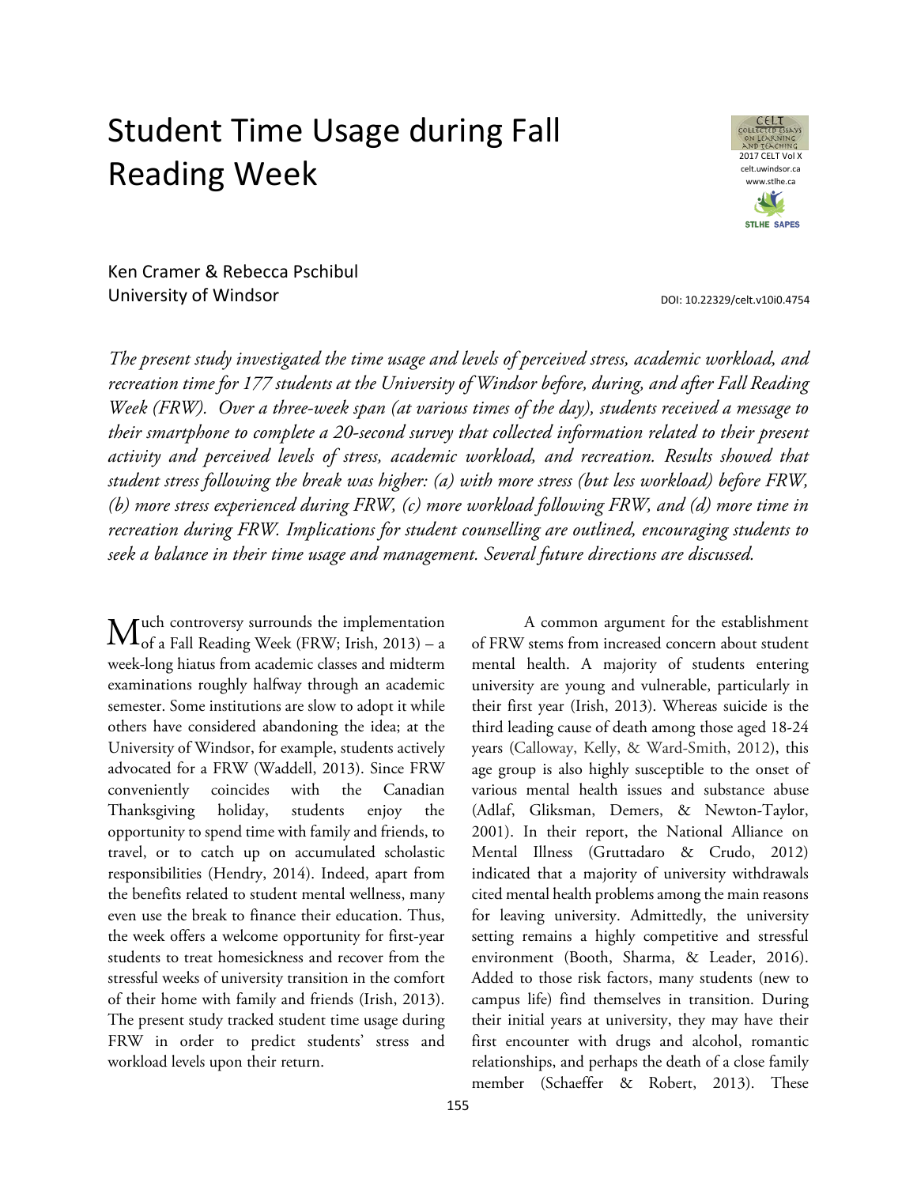# Student Time Usage during Fall Reading Week

Ken Cramer & Rebecca Pschibul
University of Windsor

DOI: 10.22329/celt.v10i0.4754

*The present study investigated the time usage and levels of perceived stress, academic workload, and recreation time for 177 students at the University of Windsor before, during, and after Fall Reading Week (FRW). Over a three-week span (at various times of the day), students received a message to their smartphone to complete a 20-second survey that collected information related to their present activity and perceived levels of stress, academic workload, and recreation. Results showed that student stress following the break was higher: (a) with more stress (but less workload) before FRW, (b) more stress experienced during FRW, (c) more workload following FRW, and (d) more time in recreation during FRW. Implications for student counselling are outlined, encouraging students to seek a balance in their time usage and management. Several future directions are discussed.*

Much controversy surrounds the implementation of a Fall Reading Week (FRW; Irish, 2013) – a week-long hiatus from academic classes and midterm examinations roughly halfway through an academic semester. Some institutions are slow to adopt it while others have considered abandoning the idea; at the University of Windsor, for example, students actively advocated for a FRW (Waddell, 2013). Since FRW conveniently coincides with the Canadian Thanksgiving holiday, students enjoy the opportunity to spend time with family and friends, to travel, or to catch up on accumulated scholastic responsibilities (Hendry, 2014). Indeed, apart from the benefits related to student mental wellness, many even use the break to finance their education. Thus, the week offers a welcome opportunity for first-year students to treat homesickness and recover from the stressful weeks of university transition in the comfort of their home with family and friends (Irish, 2013). The present study tracked student time usage during FRW in order to predict students' stress and workload levels upon their return.

A common argument for the establishment of FRW stems from increased concern about student mental health. A majority of students entering university are young and vulnerable, particularly in their first year (Irish, 2013). Whereas suicide is the third leading cause of death among those aged 18-24 years (Calloway, Kelly, & Ward-Smith, 2012), this age group is also highly susceptible to the onset of various mental health issues and substance abuse (Adlaf, Gliksman, Demers, & Newton-Taylor, 2001). In their report, the National Alliance on Mental Illness (Gruttadaro & Crudo, 2012) indicated that a majority of university withdrawals cited mental health problems among the main reasons for leaving university. Admittedly, the university setting remains a highly competitive and stressful environment (Booth, Sharma, & Leader, 2016). Added to those risk factors, many students (new to campus life) find themselves in transition. During their initial years at university, they may have their first encounter with drugs and alcohol, romantic relationships, and perhaps the death of a close family member (Schaeffer & Robert, 2013). These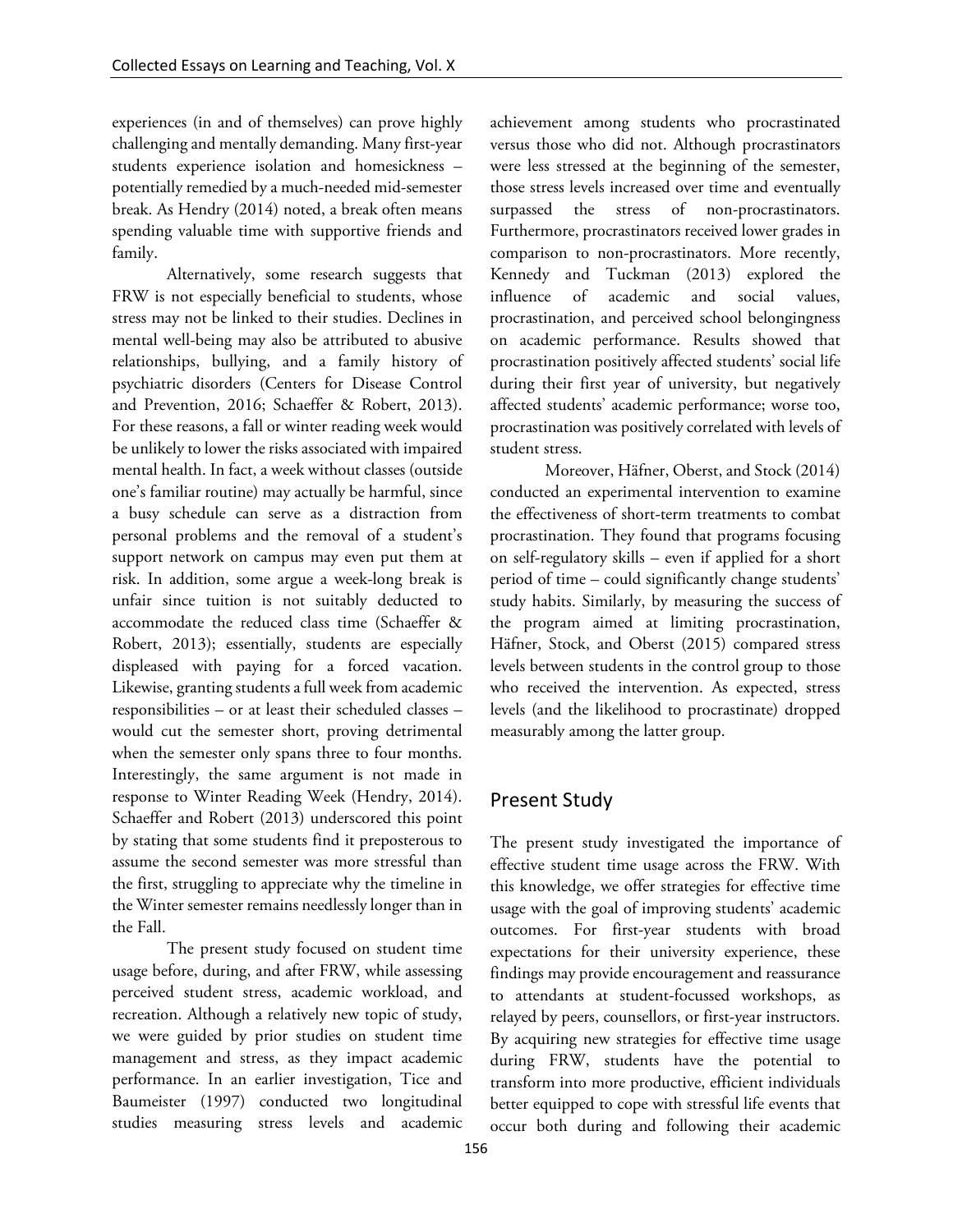experiences (in and of themselves) can prove highly challenging and mentally demanding. Many first-year students experience isolation and homesickness – potentially remedied by a much-needed mid-semester break. As Hendry (2014) noted, a break often means spending valuable time with supportive friends and family.

Alternatively, some research suggests that FRW is not especially beneficial to students, whose stress may not be linked to their studies. Declines in mental well-being may also be attributed to abusive relationships, bullying, and a family history of psychiatric disorders (Centers for Disease Control and Prevention, 2016; Schaeffer & Robert, 2013). For these reasons, a fall or winter reading week would be unlikely to lower the risks associated with impaired mental health. In fact, a week without classes (outside one's familiar routine) may actually be harmful, since a busy schedule can serve as a distraction from personal problems and the removal of a student's support network on campus may even put them at risk. In addition, some argue a week-long break is unfair since tuition is not suitably deducted to accommodate the reduced class time (Schaeffer & Robert, 2013); essentially, students are especially displeased with paying for a forced vacation. Likewise, granting students a full week from academic responsibilities – or at least their scheduled classes – would cut the semester short, proving detrimental when the semester only spans three to four months. Interestingly, the same argument is not made in response to Winter Reading Week (Hendry, 2014). Schaeffer and Robert (2013) underscored this point by stating that some students find it preposterous to assume the second semester was more stressful than the first, struggling to appreciate why the timeline in the Winter semester remains needlessly longer than in the Fall.

The present study focused on student time usage before, during, and after FRW, while assessing perceived student stress, academic workload, and recreation. Although a relatively new topic of study, we were guided by prior studies on student time management and stress, as they impact academic performance. In an earlier investigation, Tice and Baumeister (1997) conducted two longitudinal studies measuring stress levels and academic achievement among students who procrastinated versus those who did not. Although procrastinators were less stressed at the beginning of the semester, those stress levels increased over time and eventually surpassed the stress of non-procrastinators. Furthermore, procrastinators received lower grades in comparison to non-procrastinators. More recently, Kennedy and Tuckman (2013) explored the influence of academic and social values, procrastination, and perceived school belongingness on academic performance. Results showed that procrastination positively affected students' social life during their first year of university, but negatively affected students' academic performance; worse too, procrastination was positively correlated with levels of student stress.

Moreover, Häfner, Oberst, and Stock (2014) conducted an experimental intervention to examine the effectiveness of short-term treatments to combat procrastination. They found that programs focusing on self-regulatory skills – even if applied for a short period of time – could significantly change students' study habits. Similarly, by measuring the success of the program aimed at limiting procrastination, Häfner, Stock, and Oberst (2015) compared stress levels between students in the control group to those who received the intervention. As expected, stress levels (and the likelihood to procrastinate) dropped measurably among the latter group.

## Present Study

The present study investigated the importance of effective student time usage across the FRW. With this knowledge, we offer strategies for effective time usage with the goal of improving students' academic outcomes. For first-year students with broad expectations for their university experience, these findings may provide encouragement and reassurance to attendants at student-focussed workshops, as relayed by peers, counsellors, or first-year instructors. By acquiring new strategies for effective time usage during FRW, students have the potential to transform into more productive, efficient individuals better equipped to cope with stressful life events that occur both during and following their academic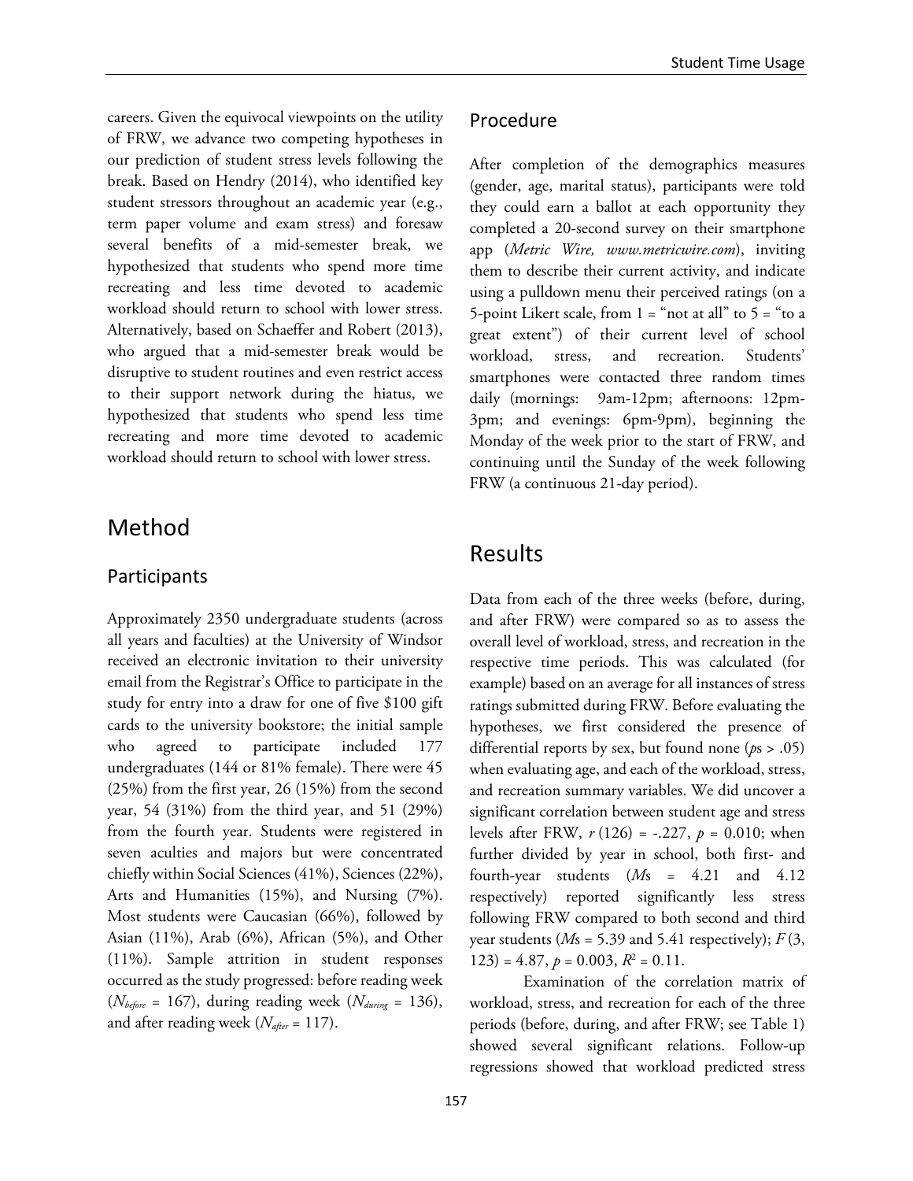careers. Given the equivocal viewpoints on the utility of FRW, we advance two competing hypotheses in our prediction of student stress levels following the break. Based on Hendry (2014), who identified key student stressors throughout an academic year (e.g., term paper volume and exam stress) and foresaw several benefits of a mid-semester break, we hypothesized that students who spend more time recreating and less time devoted to academic workload should return to school with lower stress. Alternatively, based on Schaeffer and Robert (2013), who argued that a mid-semester break would be disruptive to student routines and even restrict access to their support network during the hiatus, we hypothesized that students who spend less time recreating and more time devoted to academic workload should return to school with lower stress.

# Method

## Participants

Approximately 2350 undergraduate students (across all years and faculties) at the University of Windsor received an electronic invitation to their university email from the Registrar's Office to participate in the study for entry into a draw for one of five $100 gift cards to the university bookstore; the initial sample who agreed to participate included 177 undergraduates (144 or 81% female). There were 45 (25%) from the first year, 26 (15%) from the second year, 54 (31%) from the third year, and 51 (29%) from the fourth year. Students were registered in seven aculties and majors but were concentrated chiefly within Social Sciences (41%), Sciences (22%), Arts and Humanities (15%), and Nursing (7%). Most students were Caucasian (66%), followed by Asian (11%), Arab (6%), African (5%), and Other (11%). Sample attrition in student responses occurred as the study progressed: before reading week ($N_{before}$ = 167), during reading week ($N_{during}$ = 136), and after reading week ($N_{after}$ = 117).

## Procedure

After completion of the demographics measures (gender, age, marital status), participants were told they could earn a ballot at each opportunity they completed a 20-second survey on their smartphone app (*Metric Wire, www.metricwire.com*), inviting them to describe their current activity, and indicate using a pulldown menu their perceived ratings (on a 5-point Likert scale, from 1 = "not at all" to 5 = "to a great extent") of their current level of school workload, stress, and recreation. Students' smartphones were contacted three random times daily (mornings: 9am-12pm; afternoons: 12pm-3pm; and evenings: 6pm-9pm), beginning the Monday of the week prior to the start of FRW, and continuing until the Sunday of the week following FRW (a continuous 21-day period).

# Results

Data from each of the three weeks (before, during, and after FRW) were compared so as to assess the overall level of workload, stress, and recreation in the respective time periods. This was calculated (for example) based on an average for all instances of stress ratings submitted during FRW. Before evaluating the hypotheses, we first considered the presence of differential reports by sex, but found none (*p*s > .05) when evaluating age, and each of the workload, stress, and recreation summary variables. We did uncover a significant correlation between student age and stress levels after FRW, $r\,(126) = -.227$, $p = 0.010$; when further divided by year in school, both first- and fourth-year students (*M*s = 4.21 and 4.12 respectively) reported significantly less stress following FRW compared to both second and third year students (*M*s = 5.39 and 5.41 respectively); $F\,(3, 123) = 4.87$, $p = 0.003$, $R^2 = 0.11$.

Examination of the correlation matrix of workload, stress, and recreation for each of the three periods (before, during, and after FRW; see Table 1) showed several significant relations. Follow-up regressions showed that workload predicted stress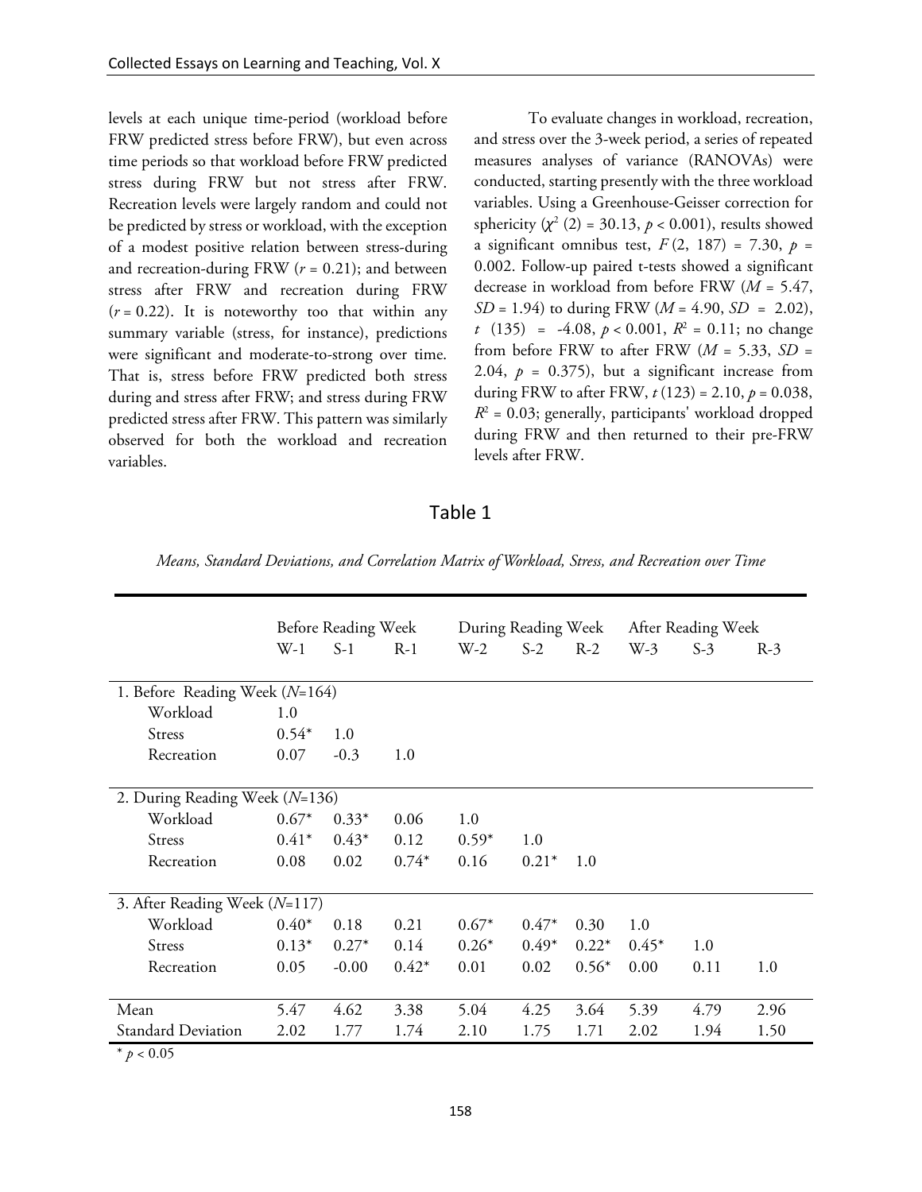levels at each unique time-period (workload before FRW predicted stress before FRW), but even across time periods so that workload before FRW predicted stress during FRW but not stress after FRW. Recreation levels were largely random and could not be predicted by stress or workload, with the exception of a modest positive relation between stress-during and recreation-during FRW ($r$ = 0.21); and between stress after FRW and recreation during FRW ($r$ = 0.22). It is noteworthy too that within any summary variable (stress, for instance), predictions were significant and moderate-to-strong over time. That is, stress before FRW predicted both stress during and stress after FRW; and stress during FRW predicted stress after FRW. This pattern was similarly observed for both the workload and recreation variables.

To evaluate changes in workload, recreation, and stress over the 3-week period, a series of repeated measures analyses of variance (RANOVAs) were conducted, starting presently with the three workload variables. Using a Greenhouse-Geisser correction for sphericity ($\chi^2$ (2) = 30.13, $p$ < 0.001), results showed a significant omnibus test, $F$ (2, 187) = 7.30, $p$ = 0.002. Follow-up paired t-tests showed a significant decrease in workload from before FRW ($M$ = 5.47, $SD$ = 1.94) to during FRW ($M$ = 4.90, $SD$ = 2.02), $t$ (135) = -4.08, $p$ < 0.001, $R^2$ = 0.11; no change from before FRW to after FRW ($M$ = 5.33, $SD$ = 2.04, $p$ = 0.375), but a significant increase from during FRW to after FRW, $t$ (123) = 2.10, $p$ = 0.038, $R^2$ = 0.03; generally, participants' workload dropped during FRW and then returned to their pre-FRW levels after FRW.

## Table 1

*Means, Standard Deviations, and Correlation Matrix of Workload, Stress, and Recreation over Time*

| | Before Reading Week | | | During Reading Week | | | After Reading Week | | |
|---|---|---|---|---|---|---|---|---|---|
| | W-1 | S-1 | R-1 | W-2 | S-2 | R-2 | W-3 | S-3 | R-3 |
| 1. Before Reading Week ($N$=164) | | | | | | | | | |
| Workload | 1.0 | | | | | | | | |
| Stress | 0.54* | 1.0 | | | | | | | |
| Recreation | 0.07 | -0.3 | 1.0 | | | | | | |
| 2. During Reading Week ($N$=136) | | | | | | | | | |
| Workload | 0.67* | 0.33* | 0.06 | 1.0 | | | | | |
| Stress | 0.41* | 0.43* | 0.12 | 0.59* | 1.0 | | | | |
| Recreation | 0.08 | 0.02 | 0.74* | 0.16 | 0.21* | 1.0 | | | |
| 3. After Reading Week ($N$=117) | | | | | | | | | |
| Workload | 0.40* | 0.18 | 0.21 | 0.67* | 0.47* | 0.30 | 1.0 | | |
| Stress | 0.13* | 0.27* | 0.14 | 0.26* | 0.49* | 0.22* | 0.45* | 1.0 | |
| Recreation | 0.05 | -0.00 | 0.42* | 0.01 | 0.02 | 0.56* | 0.00 | 0.11 | 1.0 |
| Mean | 5.47 | 4.62 | 3.38 | 5.04 | 4.25 | 3.64 | 5.39 | 4.79 | 2.96 |
| Standard Deviation | 2.02 | 1.77 | 1.74 | 2.10 | 1.75 | 1.71 | 2.02 | 1.94 | 1.50 |

* $p$ < 0.05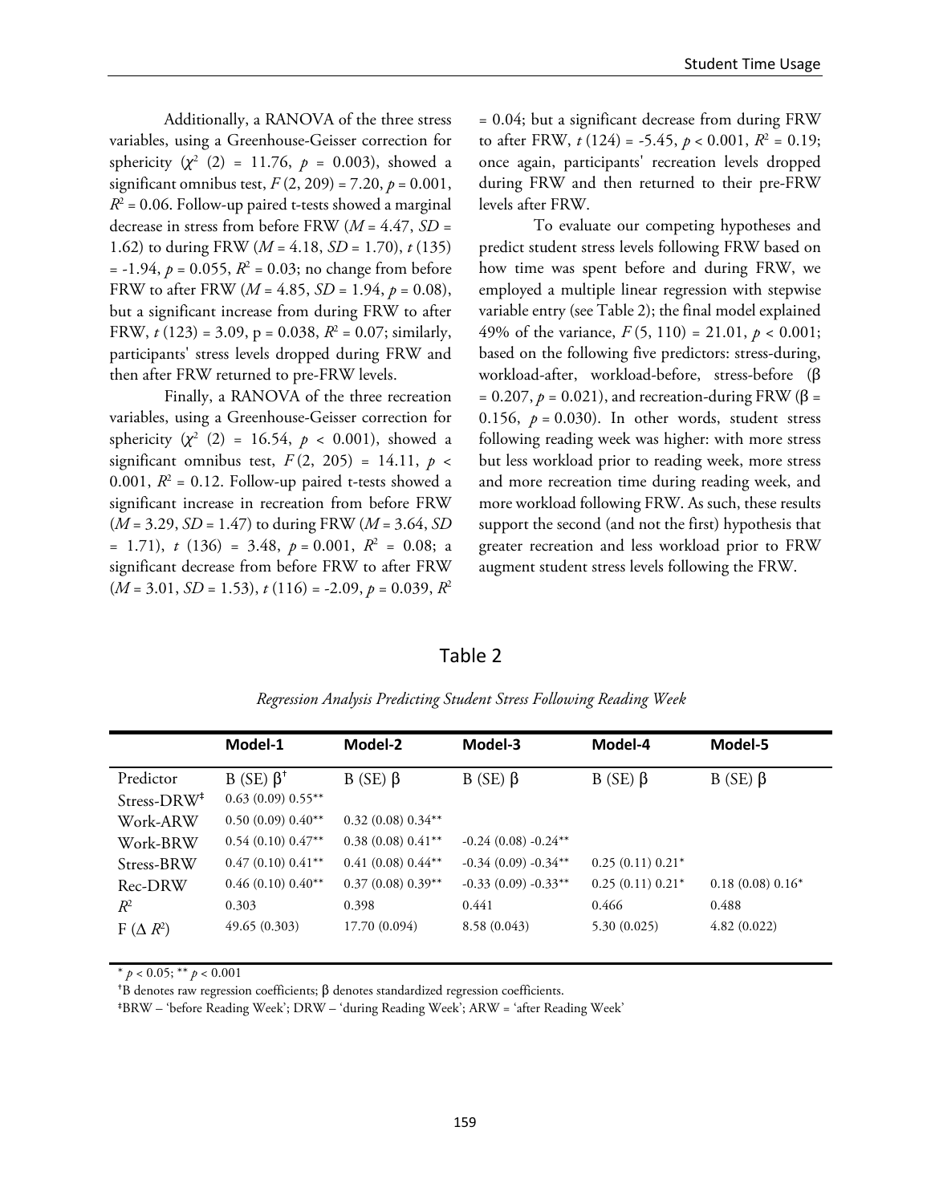Additionally, a RANOVA of the three stress variables, using a Greenhouse-Geisser correction for sphericity ($\chi^2$ (2) = 11.76, $p$ = 0.003), showed a significant omnibus test, $F$ (2, 209) = 7.20, $p$ = 0.001, $R^2$ = 0.06. Follow-up paired t-tests showed a marginal decrease in stress from before FRW ($M$ = 4.47, $SD$ = 1.62) to during FRW ($M$ = 4.18, $SD$ = 1.70), $t$ (135) = -1.94, $p$ = 0.055, $R^2$ = 0.03; no change from before FRW to after FRW ($M$ = 4.85, $SD$ = 1.94, $p$ = 0.08), but a significant increase from during FRW to after FRW, $t$ (123) = 3.09, p = 0.038, $R^2$ = 0.07; similarly, participants' stress levels dropped during FRW and then after FRW returned to pre-FRW levels.

Finally, a RANOVA of the three recreation variables, using a Greenhouse-Geisser correction for sphericity ($\chi^2$ (2) = 16.54, $p$ < 0.001), showed a significant omnibus test, $F$ (2, 205) = 14.11, $p$ < 0.001, $R^2$ = 0.12. Follow-up paired t-tests showed a significant increase in recreation from before FRW ($M$ = 3.29, $SD$ = 1.47) to during FRW ($M$ = 3.64, $SD$ = 1.71), $t$ (136) = 3.48, $p$ = 0.001, $R^2$ = 0.08; a significant decrease from before FRW to after FRW ($M$ = 3.01, $SD$ = 1.53), $t$ (116) = -2.09, $p$ = 0.039, $R^2$ = 0.04; but a significant decrease from during FRW to after FRW, $t$ (124) = -5.45, $p$ < 0.001, $R^2$ = 0.19; once again, participants' recreation levels dropped during FRW and then returned to their pre-FRW levels after FRW.

To evaluate our competing hypotheses and predict student stress levels following FRW based on how time was spent before and during FRW, we employed a multiple linear regression with stepwise variable entry (see Table 2); the final model explained 49% of the variance, $F$ (5, 110) = 21.01, $p$ < 0.001; based on the following five predictors: stress-during, workload-after, workload-before, stress-before (β = 0.207, $p$ = 0.021), and recreation-during FRW (β = 0.156, $p$ = 0.030). In other words, student stress following reading week was higher: with more stress but less workload prior to reading week, more stress and more recreation time during reading week, and more workload following FRW. As such, these results support the second (and not the first) hypothesis that greater recreation and less workload prior to FRW augment student stress levels following the FRW.

## Table 2

*Regression Analysis Predicting Student Stress Following Reading Week*

| | **Model-1** | **Model-2** | **Model-3** | **Model-4** | **Model-5** |
|---|---|---|---|---|---|
| Predictor | B (SE) β[†] | B (SE) β | B (SE) β | B (SE) β | B (SE) β |
| Stress-DRW[‡] | 0.63 (0.09) 0.55** | | | | |
| Work-ARW | 0.50 (0.09) 0.40** | 0.32 (0.08) 0.34** | | | |
| Work-BRW | 0.54 (0.10) 0.47** | 0.38 (0.08) 0.41** | -0.24 (0.08) -0.24** | | |
| Stress-BRW | 0.47 (0.10) 0.41** | 0.41 (0.08) 0.44** | -0.34 (0.09) -0.34** | 0.25 (0.11) 0.21* | |
| Rec-DRW | 0.46 (0.10) 0.40** | 0.37 (0.08) 0.39** | -0.33 (0.09) -0.33** | 0.25 (0.11) 0.21* | 0.18 (0.08) 0.16* |
| $R^2$ | 0.303 | 0.398 | 0.441 | 0.466 | 0.488 |
| F (Δ $R^2$) | 49.65 (0.303) | 17.70 (0.094) | 8.58 (0.043) | 5.30 (0.025) | 4.82 (0.022) |

* $p$ < 0.05; ** $p$ < 0.001

[†]B denotes raw regression coefficients; β denotes standardized regression coefficients.

[‡]BRW – 'before Reading Week'; DRW – 'during Reading Week'; ARW = 'after Reading Week'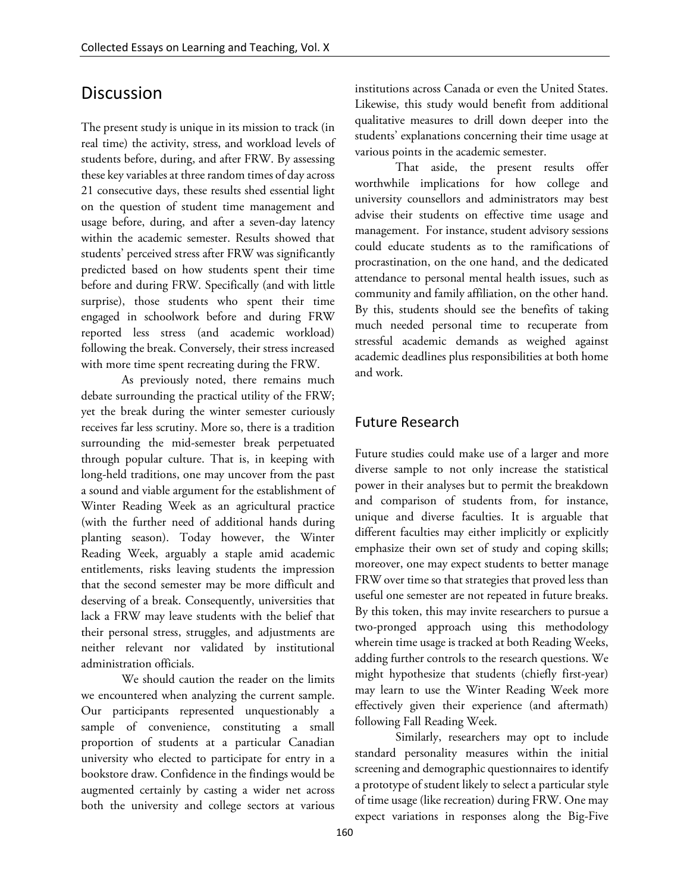# Discussion

The present study is unique in its mission to track (in real time) the activity, stress, and workload levels of students before, during, and after FRW. By assessing these key variables at three random times of day across 21 consecutive days, these results shed essential light on the question of student time management and usage before, during, and after a seven-day latency within the academic semester. Results showed that students' perceived stress after FRW was significantly predicted based on how students spent their time before and during FRW. Specifically (and with little surprise), those students who spent their time engaged in schoolwork before and during FRW reported less stress (and academic workload) following the break. Conversely, their stress increased with more time spent recreating during the FRW.

As previously noted, there remains much debate surrounding the practical utility of the FRW; yet the break during the winter semester curiously receives far less scrutiny. More so, there is a tradition surrounding the mid-semester break perpetuated through popular culture. That is, in keeping with long-held traditions, one may uncover from the past a sound and viable argument for the establishment of Winter Reading Week as an agricultural practice (with the further need of additional hands during planting season). Today however, the Winter Reading Week, arguably a staple amid academic entitlements, risks leaving students the impression that the second semester may be more difficult and deserving of a break. Consequently, universities that lack a FRW may leave students with the belief that their personal stress, struggles, and adjustments are neither relevant nor validated by institutional administration officials.

We should caution the reader on the limits we encountered when analyzing the current sample. Our participants represented unquestionably a sample of convenience, constituting a small proportion of students at a particular Canadian university who elected to participate for entry in a bookstore draw. Confidence in the findings would be augmented certainly by casting a wider net across both the university and college sectors at various institutions across Canada or even the United States. Likewise, this study would benefit from additional qualitative measures to drill down deeper into the students' explanations concerning their time usage at various points in the academic semester.

That aside, the present results offer worthwhile implications for how college and university counsellors and administrators may best advise their students on effective time usage and management. For instance, student advisory sessions could educate students as to the ramifications of procrastination, on the one hand, and the dedicated attendance to personal mental health issues, such as community and family affiliation, on the other hand. By this, students should see the benefits of taking much needed personal time to recuperate from stressful academic demands as weighed against academic deadlines plus responsibilities at both home and work.

## Future Research

Future studies could make use of a larger and more diverse sample to not only increase the statistical power in their analyses but to permit the breakdown and comparison of students from, for instance, unique and diverse faculties. It is arguable that different faculties may either implicitly or explicitly emphasize their own set of study and coping skills; moreover, one may expect students to better manage FRW over time so that strategies that proved less than useful one semester are not repeated in future breaks. By this token, this may invite researchers to pursue a two-pronged approach using this methodology wherein time usage is tracked at both Reading Weeks, adding further controls to the research questions. We might hypothesize that students (chiefly first-year) may learn to use the Winter Reading Week more effectively given their experience (and aftermath) following Fall Reading Week.

Similarly, researchers may opt to include standard personality measures within the initial screening and demographic questionnaires to identify a prototype of student likely to select a particular style of time usage (like recreation) during FRW. One may expect variations in responses along the Big-Five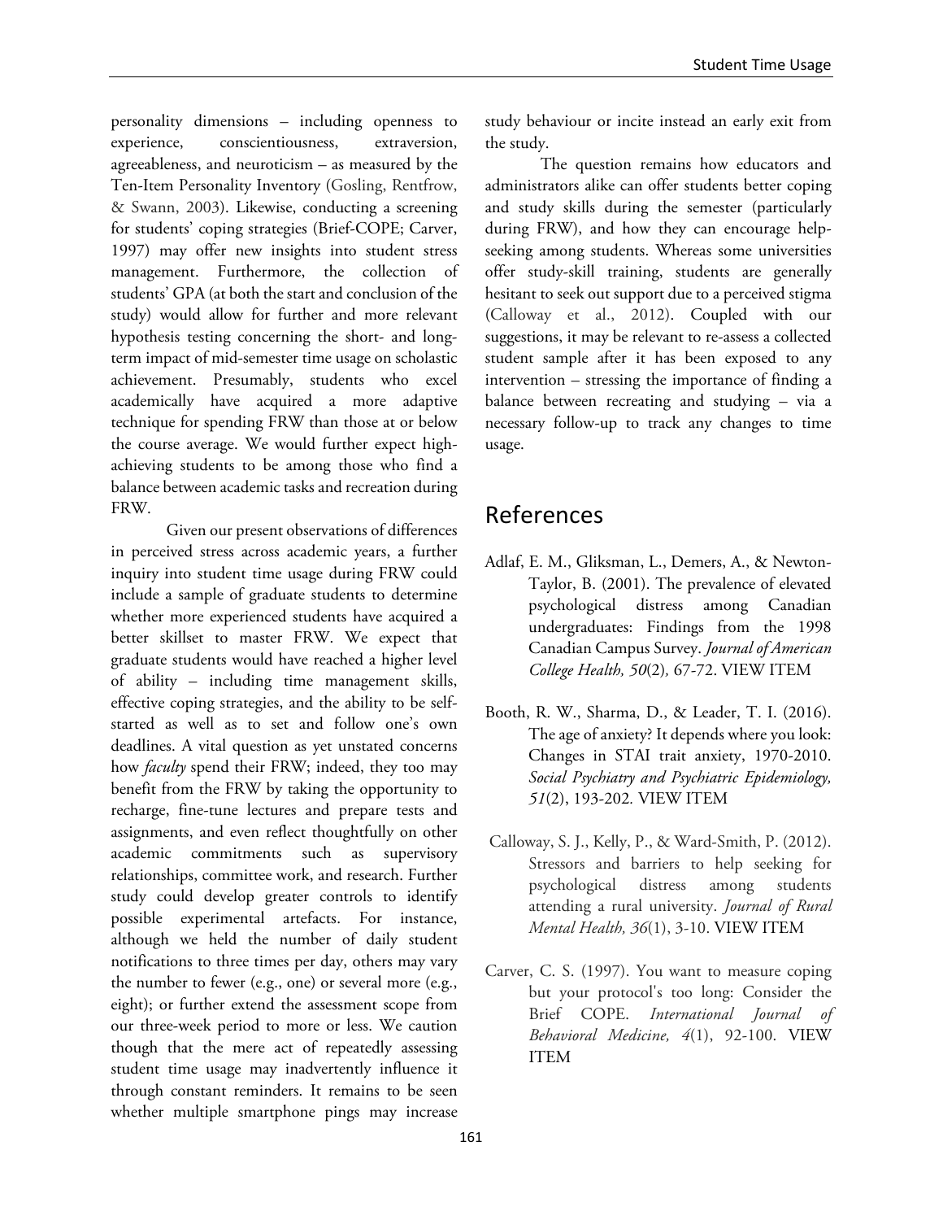personality dimensions – including openness to experience, conscientiousness, extraversion, agreeableness, and neuroticism – as measured by the Ten-Item Personality Inventory (Gosling, Rentfrow, & Swann, 2003). Likewise, conducting a screening for students' coping strategies (Brief-COPE; Carver, 1997) may offer new insights into student stress management. Furthermore, the collection of students' GPA (at both the start and conclusion of the study) would allow for further and more relevant hypothesis testing concerning the short- and long-term impact of mid-semester time usage on scholastic achievement. Presumably, students who excel academically have acquired a more adaptive technique for spending FRW than those at or below the course average. We would further expect high-achieving students to be among those who find a balance between academic tasks and recreation during FRW.

Given our present observations of differences in perceived stress across academic years, a further inquiry into student time usage during FRW could include a sample of graduate students to determine whether more experienced students have acquired a better skillset to master FRW. We expect that graduate students would have reached a higher level of ability – including time management skills, effective coping strategies, and the ability to be self-started as well as to set and follow one's own deadlines. A vital question as yet unstated concerns how *faculty* spend their FRW; indeed, they too may benefit from the FRW by taking the opportunity to recharge, fine-tune lectures and prepare tests and assignments, and even reflect thoughtfully on other academic commitments such as supervisory relationships, committee work, and research. Further study could develop greater controls to identify possible experimental artefacts. For instance, although we held the number of daily student notifications to three times per day, others may vary the number to fewer (e.g., one) or several more (e.g., eight); or further extend the assessment scope from our three-week period to more or less. We caution though that the mere act of repeatedly assessing student time usage may inadvertently influence it through constant reminders. It remains to be seen whether multiple smartphone pings may increase study behaviour or incite instead an early exit from the study.

The question remains how educators and administrators alike can offer students better coping and study skills during the semester (particularly during FRW), and how they can encourage help-seeking among students. Whereas some universities offer study-skill training, students are generally hesitant to seek out support due to a perceived stigma (Calloway et al., 2012). Coupled with our suggestions, it may be relevant to re-assess a collected student sample after it has been exposed to any intervention – stressing the importance of finding a balance between recreating and studying – via a necessary follow-up to track any changes to time usage.

## References

Adlaf, E. M., Gliksman, L., Demers, A., & Newton-Taylor, B. (2001). The prevalence of elevated psychological distress among Canadian undergraduates: Findings from the 1998 Canadian Campus Survey. *Journal of American College Health, 50*(2), 67-72. VIEW ITEM

Booth, R. W., Sharma, D., & Leader, T. I. (2016). The age of anxiety? It depends where you look: Changes in STAI trait anxiety, 1970-2010. *Social Psychiatry and Psychiatric Epidemiology, 51*(2), 193-202. VIEW ITEM

Calloway, S. J., Kelly, P., & Ward-Smith, P. (2012). Stressors and barriers to help seeking for psychological distress among students attending a rural university. *Journal of Rural Mental Health, 36*(1), 3-10. VIEW ITEM

Carver, C. S. (1997). You want to measure coping but your protocol's too long: Consider the Brief COPE. *International Journal of Behavioral Medicine, 4*(1), 92-100. VIEW ITEM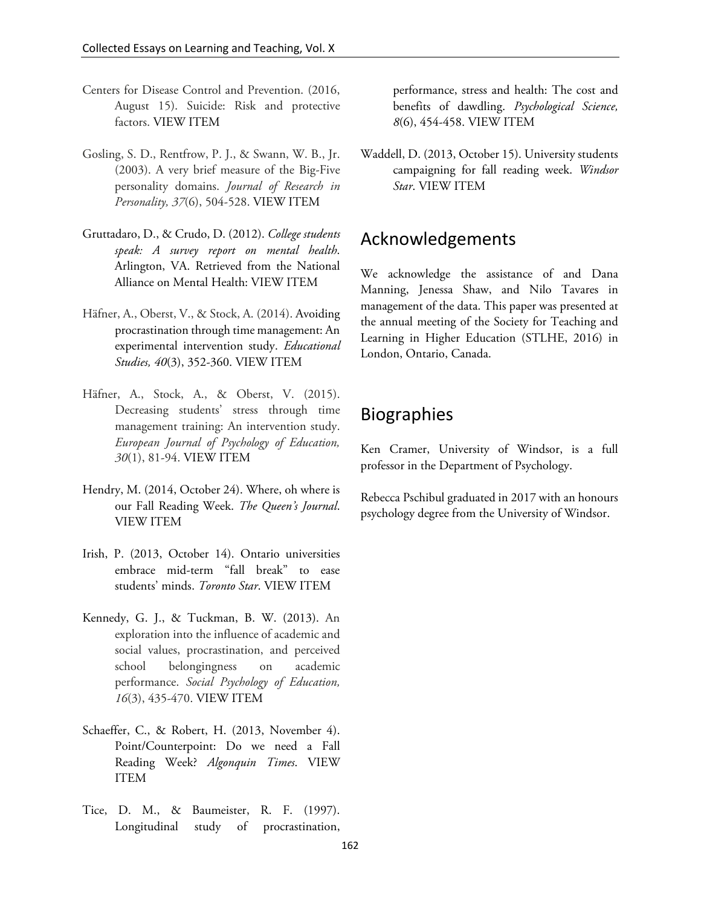Centers for Disease Control and Prevention. (2016, August 15). Suicide: Risk and protective factors. VIEW ITEM

Gosling, S. D., Rentfrow, P. J., & Swann, W. B., Jr. (2003). A very brief measure of the Big-Five personality domains. *Journal of Research in Personality, 37*(6), 504-528. VIEW ITEM

Gruttadaro, D., & Crudo, D. (2012). *College students speak: A survey report on mental health*. Arlington, VA. Retrieved from the National Alliance on Mental Health: VIEW ITEM

Häfner, A., Oberst, V., & Stock, A. (2014). Avoiding procrastination through time management: An experimental intervention study. *Educational Studies, 40*(3), 352-360. VIEW ITEM

Häfner, A., Stock, A., & Oberst, V. (2015). Decreasing students' stress through time management training: An intervention study. *European Journal of Psychology of Education, 30*(1), 81-94. VIEW ITEM

Hendry, M. (2014, October 24). Where, oh where is our Fall Reading Week. *The Queen's Journal*. VIEW ITEM

Irish, P. (2013, October 14). Ontario universities embrace mid-term "fall break" to ease students' minds. *Toronto Star*. VIEW ITEM

Kennedy, G. J., & Tuckman, B. W. (2013). An exploration into the influence of academic and social values, procrastination, and perceived school belongingness on academic performance. *Social Psychology of Education, 16*(3), 435-470. VIEW ITEM

Schaeffer, C., & Robert, H. (2013, November 4). Point/Counterpoint: Do we need a Fall Reading Week? *Algonquin Times*. VIEW ITEM

Tice, D. M., & Baumeister, R. F. (1997). Longitudinal study of procrastination, performance, stress and health: The cost and benefits of dawdling. *Psychological Science, 8*(6), 454-458. VIEW ITEM

Waddell, D. (2013, October 15). University students campaigning for fall reading week. *Windsor Star*. VIEW ITEM

## Acknowledgements

We acknowledge the assistance of and Dana Manning, Jenessa Shaw, and Nilo Tavares in management of the data. This paper was presented at the annual meeting of the Society for Teaching and Learning in Higher Education (STLHE, 2016) in London, Ontario, Canada.

## Biographies

Ken Cramer, University of Windsor, is a full professor in the Department of Psychology.

Rebecca Pschibul graduated in 2017 with an honours psychology degree from the University of Windsor.